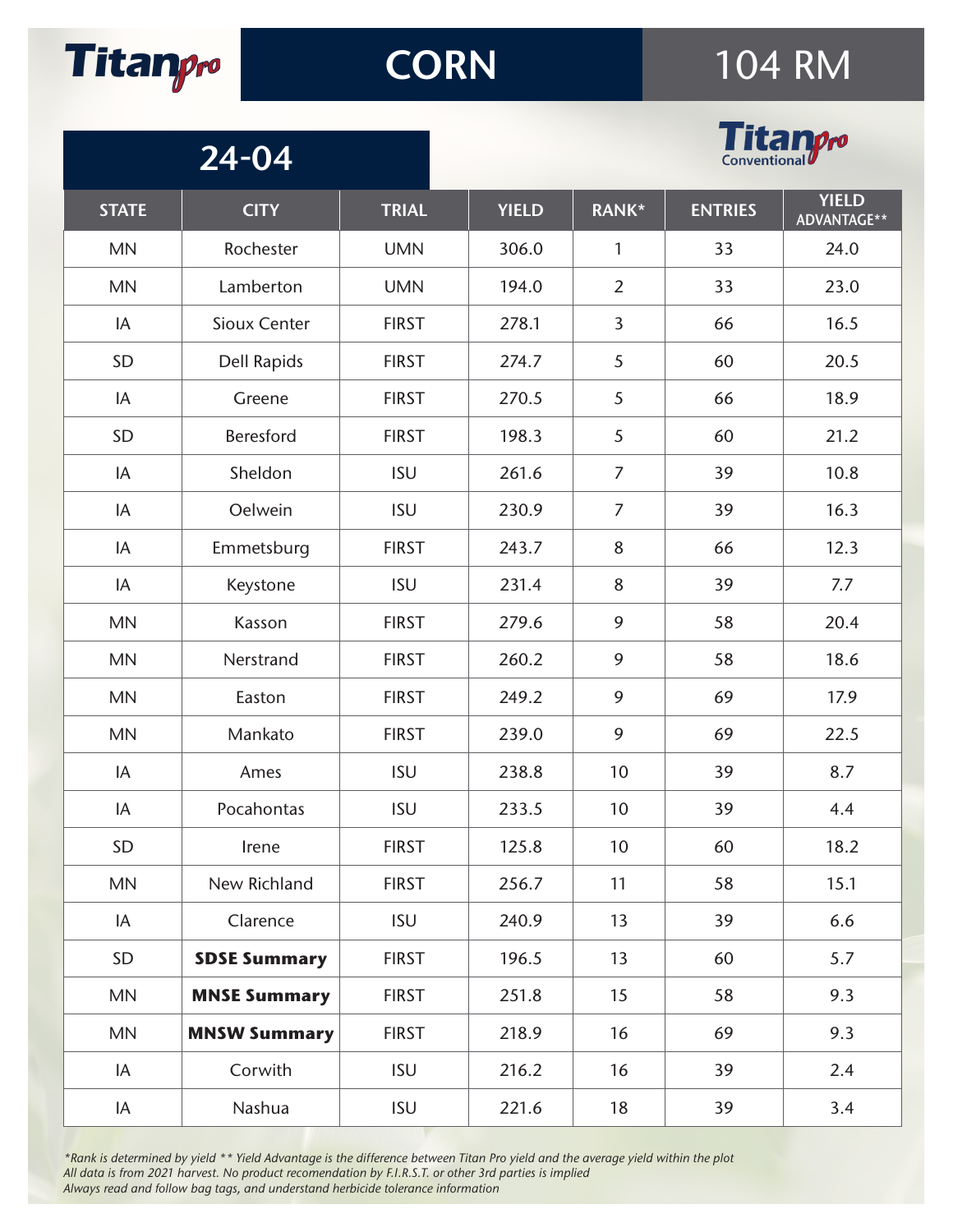# Titan Pro — CORN — 104 RM

## 24-04

Titan Pro Conventional

| STATE | CITY | TRIAL | YIELD | RANK* | ENTRIES | YIELD ADVANTAGE** |
|---|---|---|---|---|---|---|
| MN | Rochester | UMN | 306.0 | 1 | 33 | 24.0 |
| MN | Lamberton | UMN | 194.0 | 2 | 33 | 23.0 |
| IA | Sioux Center | FIRST | 278.1 | 3 | 66 | 16.5 |
| SD | Dell Rapids | FIRST | 274.7 | 5 | 60 | 20.5 |
| IA | Greene | FIRST | 270.5 | 5 | 66 | 18.9 |
| SD | Beresford | FIRST | 198.3 | 5 | 60 | 21.2 |
| IA | Sheldon | ISU | 261.6 | 7 | 39 | 10.8 |
| IA | Oelwein | ISU | 230.9 | 7 | 39 | 16.3 |
| IA | Emmetsburg | FIRST | 243.7 | 8 | 66 | 12.3 |
| IA | Keystone | ISU | 231.4 | 8 | 39 | 7.7 |
| MN | Kasson | FIRST | 279.6 | 9 | 58 | 20.4 |
| MN | Nerstrand | FIRST | 260.2 | 9 | 58 | 18.6 |
| MN | Easton | FIRST | 249.2 | 9 | 69 | 17.9 |
| MN | Mankato | FIRST | 239.0 | 9 | 69 | 22.5 |
| IA | Ames | ISU | 238.8 | 10 | 39 | 8.7 |
| IA | Pocahontas | ISU | 233.5 | 10 | 39 | 4.4 |
| SD | Irene | FIRST | 125.8 | 10 | 60 | 18.2 |
| MN | New Richland | FIRST | 256.7 | 11 | 58 | 15.1 |
| IA | Clarence | ISU | 240.9 | 13 | 39 | 6.6 |
| SD | **SDSE Summary** | FIRST | 196.5 | 13 | 60 | 5.7 |
| MN | **MNSE Summary** | FIRST | 251.8 | 15 | 58 | 9.3 |
| MN | **MNSW Summary** | FIRST | 218.9 | 16 | 69 | 9.3 |
| IA | Corwith | ISU | 216.2 | 16 | 39 | 2.4 |
| IA | Nashua | ISU | 221.6 | 18 | 39 | 3.4 |

*\*Rank is determined by yield \*\* Yield Advantage is the difference between Titan Pro yield and the average yield within the plot*
*All data is from 2021 harvest. No product recomendation by F.I.R.S.T. or other 3rd parties is implied*
*Always read and follow bag tags, and understand herbicide tolerance information*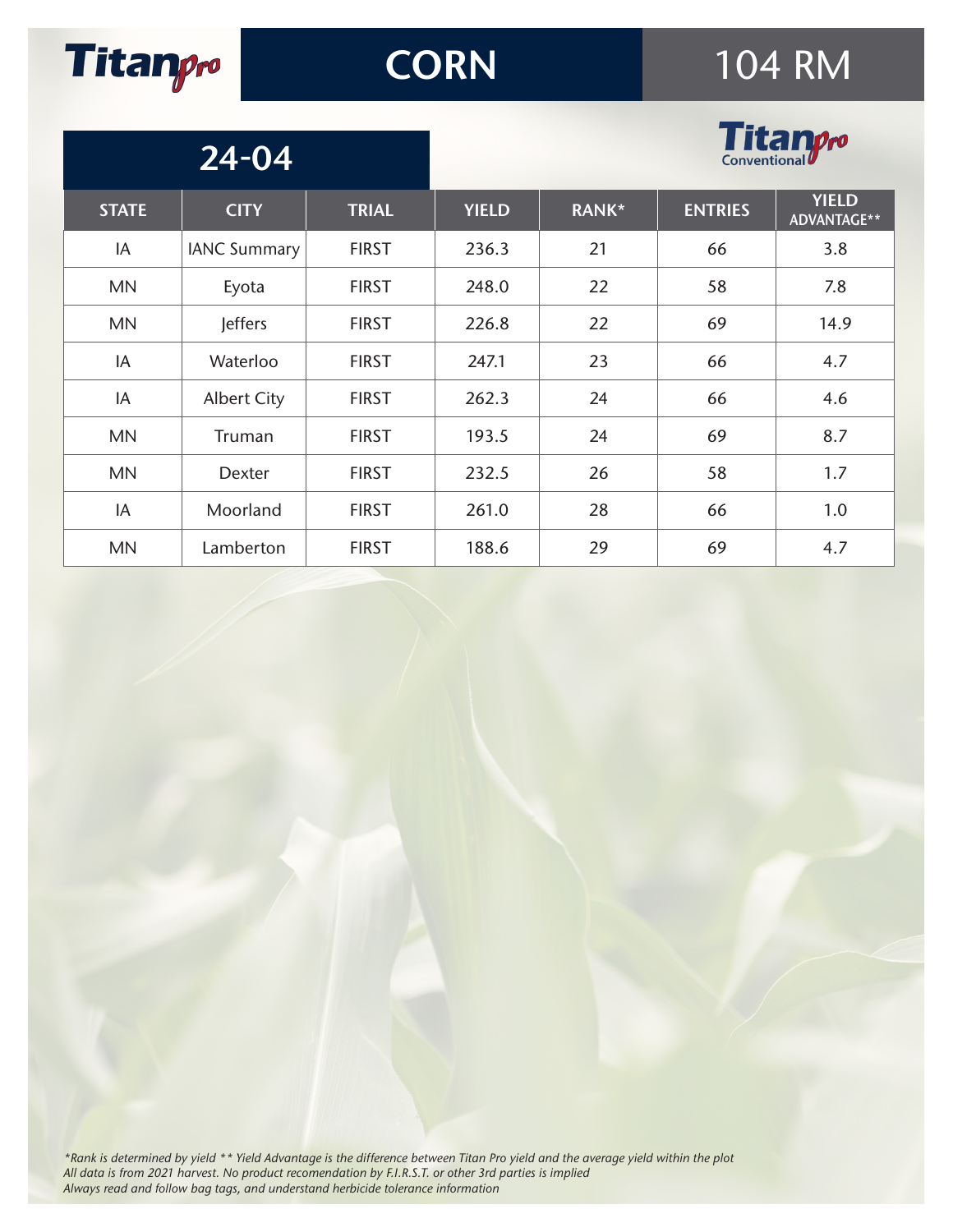# CORN

## 104 RM

### 24-04

Titan Pro Conventional

| STATE | CITY | TRIAL | YIELD | RANK* | ENTRIES | YIELD ADVANTAGE** |
|---|---|---|---|---|---|---|
| IA | IANC Summary | FIRST | 236.3 | 21 | 66 | 3.8 |
| MN | Eyota | FIRST | 248.0 | 22 | 58 | 7.8 |
| MN | Jeffers | FIRST | 226.8 | 22 | 69 | 14.9 |
| IA | Waterloo | FIRST | 247.1 | 23 | 66 | 4.7 |
| IA | Albert City | FIRST | 262.3 | 24 | 66 | 4.6 |
| MN | Truman | FIRST | 193.5 | 24 | 69 | 8.7 |
| MN | Dexter | FIRST | 232.5 | 26 | 58 | 1.7 |
| IA | Moorland | FIRST | 261.0 | 28 | 66 | 1.0 |
| MN | Lamberton | FIRST | 188.6 | 29 | 69 | 4.7 |

*\*Rank is determined by yield \*\* Yield Advantage is the difference between Titan Pro yield and the average yield within the plot*
*All data is from 2021 harvest. No product recomendation by F.I.R.S.T. or other 3rd parties is implied*
*Always read and follow bag tags, and understand herbicide tolerance information*